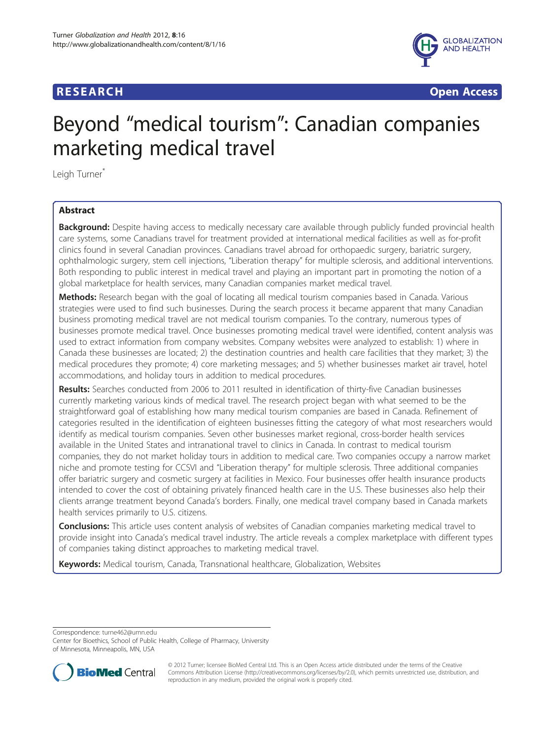RESEARCH Open Access

# Beyond "medical tourism": Canadian companies marketing medical travel

Leigh Turner*

## Abstract

**Background:** Despite having access to medically necessary care available through publicly funded provincial health care systems, some Canadians travel for treatment provided at international medical facilities as well as for-profit clinics found in several Canadian provinces. Canadians travel abroad for orthopaedic surgery, bariatric surgery, ophthalmologic surgery, stem cell injections, "Liberation therapy" for multiple sclerosis, and additional interventions. Both responding to public interest in medical travel and playing an important part in promoting the notion of a global marketplace for health services, many Canadian companies market medical travel.

**Methods:** Research began with the goal of locating all medical tourism companies based in Canada. Various strategies were used to find such businesses. During the search process it became apparent that many Canadian business promoting medical travel are not medical tourism companies. To the contrary, numerous types of businesses promote medical travel. Once businesses promoting medical travel were identified, content analysis was used to extract information from company websites. Company websites were analyzed to establish: 1) where in Canada these businesses are located; 2) the destination countries and health care facilities that they market; 3) the medical procedures they promote; 4) core marketing messages; and 5) whether businesses market air travel, hotel accommodations, and holiday tours in addition to medical procedures.

**Results:** Searches conducted from 2006 to 2011 resulted in identification of thirty-five Canadian businesses currently marketing various kinds of medical travel. The research project began with what seemed to be the straightforward goal of establishing how many medical tourism companies are based in Canada. Refinement of categories resulted in the identification of eighteen businesses fitting the category of what most researchers would identify as medical tourism companies. Seven other businesses market regional, cross-border health services available in the United States and intranational travel to clinics in Canada. In contrast to medical tourism companies, they do not market holiday tours in addition to medical care. Two companies occupy a narrow market niche and promote testing for CCSVI and "Liberation therapy" for multiple sclerosis. Three additional companies offer bariatric surgery and cosmetic surgery at facilities in Mexico. Four businesses offer health insurance products intended to cover the cost of obtaining privately financed health care in the U.S. These businesses also help their clients arrange treatment beyond Canada's borders. Finally, one medical travel company based in Canada markets health services primarily to U.S. citizens.

**Conclusions:** This article uses content analysis of websites of Canadian companies marketing medical travel to provide insight into Canada's medical travel industry. The article reveals a complex marketplace with different types of companies taking distinct approaches to marketing medical travel.

**Keywords:** Medical tourism, Canada, Transnational healthcare, Globalization, Websites

---

Correspondence: turne462@umn.edu
Center for Bioethics, School of Public Health, College of Pharmacy, University of Minnesota, Minneapolis, MN, USA

© 2012 Turner; licensee BioMed Central Ltd. This is an Open Access article distributed under the terms of the Creative Commons Attribution License (http://creativecommons.org/licenses/by/2.0), which permits unrestricted use, distribution, and reproduction in any medium, provided the original work is properly cited.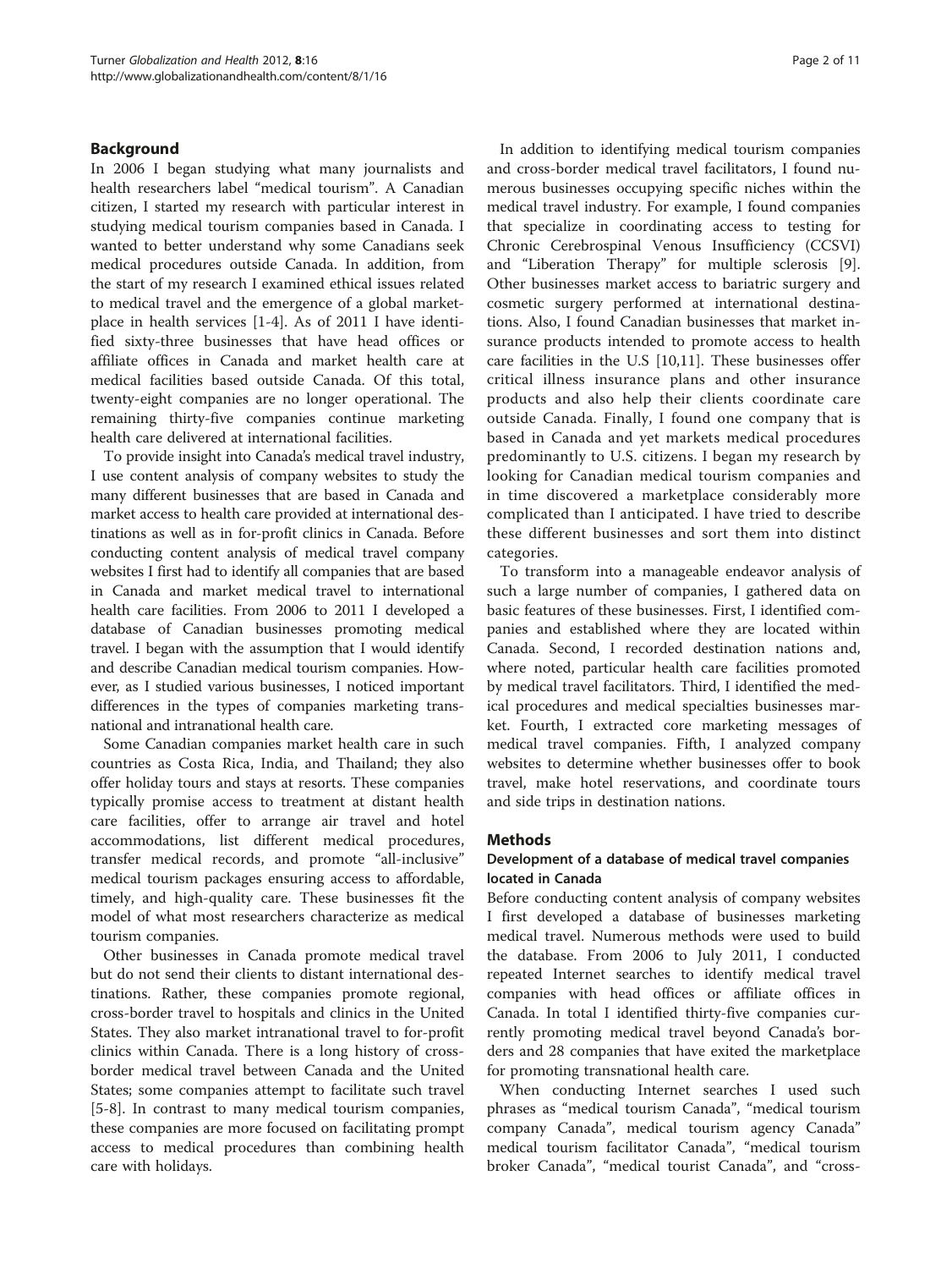## Background

In 2006 I began studying what many journalists and health researchers label "medical tourism". A Canadian citizen, I started my research with particular interest in studying medical tourism companies based in Canada. I wanted to better understand why some Canadians seek medical procedures outside Canada. In addition, from the start of my research I examined ethical issues related to medical travel and the emergence of a global marketplace in health services [1-4]. As of 2011 I have identified sixty-three businesses that have head offices or affiliate offices in Canada and market health care at medical facilities based outside Canada. Of this total, twenty-eight companies are no longer operational. The remaining thirty-five companies continue marketing health care delivered at international facilities.

To provide insight into Canada's medical travel industry, I use content analysis of company websites to study the many different businesses that are based in Canada and market access to health care provided at international destinations as well as in for-profit clinics in Canada. Before conducting content analysis of medical travel company websites I first had to identify all companies that are based in Canada and market medical travel to international health care facilities. From 2006 to 2011 I developed a database of Canadian businesses promoting medical travel. I began with the assumption that I would identify and describe Canadian medical tourism companies. However, as I studied various businesses, I noticed important differences in the types of companies marketing transnational and intranational health care.

Some Canadian companies market health care in such countries as Costa Rica, India, and Thailand; they also offer holiday tours and stays at resorts. These companies typically promise access to treatment at distant health care facilities, offer to arrange air travel and hotel accommodations, list different medical procedures, transfer medical records, and promote "all-inclusive" medical tourism packages ensuring access to affordable, timely, and high-quality care. These businesses fit the model of what most researchers characterize as medical tourism companies.

Other businesses in Canada promote medical travel but do not send their clients to distant international destinations. Rather, these companies promote regional, cross-border travel to hospitals and clinics in the United States. They also market intranational travel to for-profit clinics within Canada. There is a long history of cross-border medical travel between Canada and the United States; some companies attempt to facilitate such travel [5-8]. In contrast to many medical tourism companies, these companies are more focused on facilitating prompt access to medical procedures than combining health care with holidays.

In addition to identifying medical tourism companies and cross-border medical travel facilitators, I found numerous businesses occupying specific niches within the medical travel industry. For example, I found companies that specialize in coordinating access to testing for Chronic Cerebrospinal Venous Insufficiency (CCSVI) and "Liberation Therapy" for multiple sclerosis [9]. Other businesses market access to bariatric surgery and cosmetic surgery performed at international destinations. Also, I found Canadian businesses that market insurance products intended to promote access to health care facilities in the U.S [10,11]. These businesses offer critical illness insurance plans and other insurance products and also help their clients coordinate care outside Canada. Finally, I found one company that is based in Canada and yet markets medical procedures predominantly to U.S. citizens. I began my research by looking for Canadian medical tourism companies and in time discovered a marketplace considerably more complicated than I anticipated. I have tried to describe these different businesses and sort them into distinct categories.

To transform into a manageable endeavor analysis of such a large number of companies, I gathered data on basic features of these businesses. First, I identified companies and established where they are located within Canada. Second, I recorded destination nations and, where noted, particular health care facilities promoted by medical travel facilitators. Third, I identified the medical procedures and medical specialties businesses market. Fourth, I extracted core marketing messages of medical travel companies. Fifth, I analyzed company websites to determine whether businesses offer to book travel, make hotel reservations, and coordinate tours and side trips in destination nations.

## Methods

### Development of a database of medical travel companies located in Canada

Before conducting content analysis of company websites I first developed a database of businesses marketing medical travel. Numerous methods were used to build the database. From 2006 to July 2011, I conducted repeated Internet searches to identify medical travel companies with head offices or affiliate offices in Canada. In total I identified thirty-five companies currently promoting medical travel beyond Canada's borders and 28 companies that have exited the marketplace for promoting transnational health care.

When conducting Internet searches I used such phrases as "medical tourism Canada", "medical tourism company Canada", medical tourism agency Canada" medical tourism facilitator Canada", "medical tourism broker Canada", "medical tourist Canada", and "cross-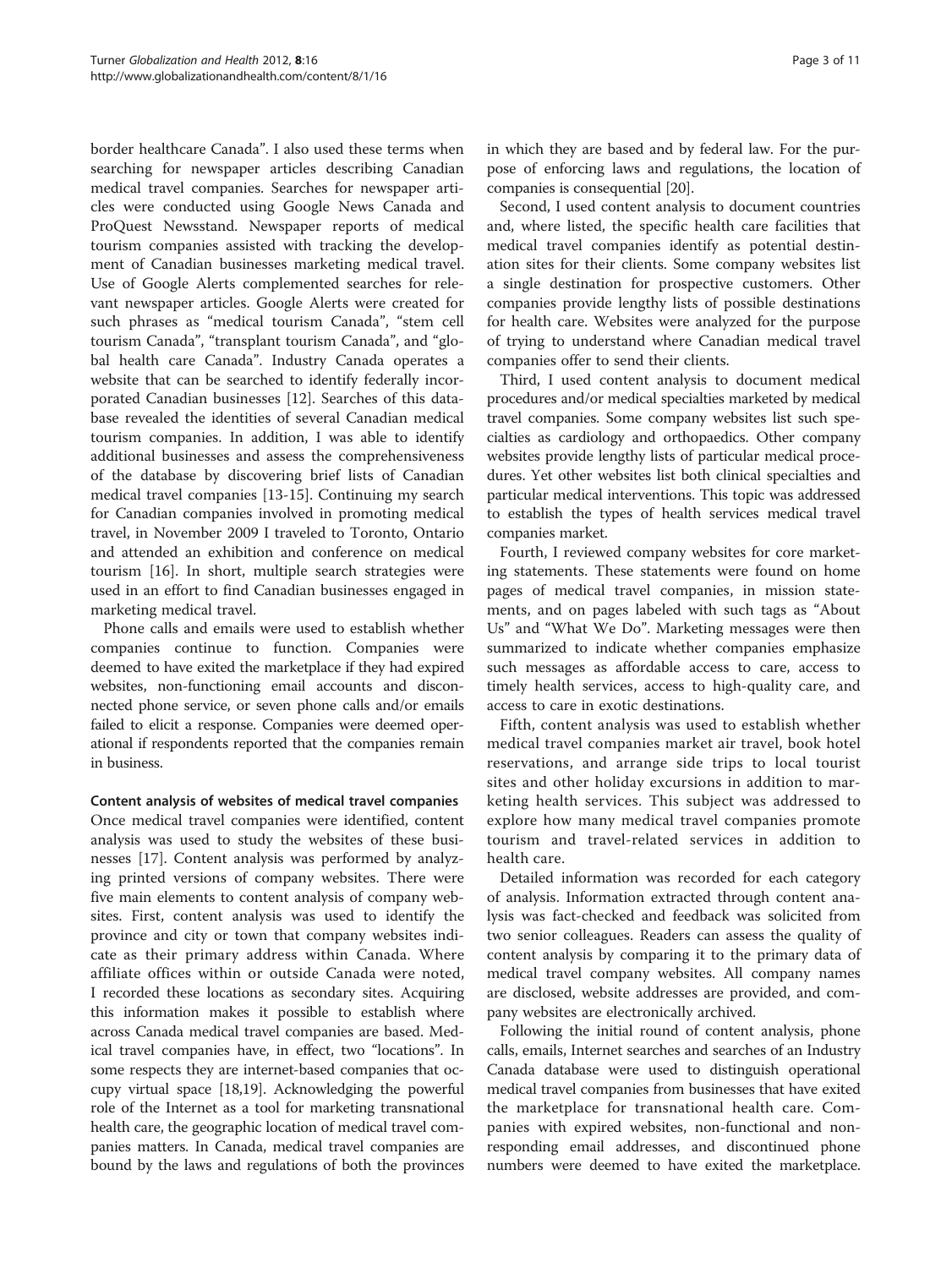border healthcare Canada". I also used these terms when searching for newspaper articles describing Canadian medical travel companies. Searches for newspaper articles were conducted using Google News Canada and ProQuest Newsstand. Newspaper reports of medical tourism companies assisted with tracking the development of Canadian businesses marketing medical travel. Use of Google Alerts complemented searches for relevant newspaper articles. Google Alerts were created for such phrases as "medical tourism Canada", "stem cell tourism Canada", "transplant tourism Canada", and "global health care Canada". Industry Canada operates a website that can be searched to identify federally incorporated Canadian businesses [12]. Searches of this database revealed the identities of several Canadian medical tourism companies. In addition, I was able to identify additional businesses and assess the comprehensiveness of the database by discovering brief lists of Canadian medical travel companies [13-15]. Continuing my search for Canadian companies involved in promoting medical travel, in November 2009 I traveled to Toronto, Ontario and attended an exhibition and conference on medical tourism [16]. In short, multiple search strategies were used in an effort to find Canadian businesses engaged in marketing medical travel.

Phone calls and emails were used to establish whether companies continue to function. Companies were deemed to have exited the marketplace if they had expired websites, non-functioning email accounts and disconnected phone service, or seven phone calls and/or emails failed to elicit a response. Companies were deemed operational if respondents reported that the companies remain in business.

### Content analysis of websites of medical travel companies

Once medical travel companies were identified, content analysis was used to study the websites of these businesses [17]. Content analysis was performed by analyzing printed versions of company websites. There were five main elements to content analysis of company websites. First, content analysis was used to identify the province and city or town that company websites indicate as their primary address within Canada. Where affiliate offices within or outside Canada were noted, I recorded these locations as secondary sites. Acquiring this information makes it possible to establish where across Canada medical travel companies are based. Medical travel companies have, in effect, two "locations". In some respects they are internet-based companies that occupy virtual space [18,19]. Acknowledging the powerful role of the Internet as a tool for marketing transnational health care, the geographic location of medical travel companies matters. In Canada, medical travel companies are bound by the laws and regulations of both the provinces in which they are based and by federal law. For the purpose of enforcing laws and regulations, the location of companies is consequential [20].

Second, I used content analysis to document countries and, where listed, the specific health care facilities that medical travel companies identify as potential destination sites for their clients. Some company websites list a single destination for prospective customers. Other companies provide lengthy lists of possible destinations for health care. Websites were analyzed for the purpose of trying to understand where Canadian medical travel companies offer to send their clients.

Third, I used content analysis to document medical procedures and/or medical specialties marketed by medical travel companies. Some company websites list such specialties as cardiology and orthopaedics. Other company websites provide lengthy lists of particular medical procedures. Yet other websites list both clinical specialties and particular medical interventions. This topic was addressed to establish the types of health services medical travel companies market.

Fourth, I reviewed company websites for core marketing statements. These statements were found on home pages of medical travel companies, in mission statements, and on pages labeled with such tags as "About Us" and "What We Do". Marketing messages were then summarized to indicate whether companies emphasize such messages as affordable access to care, access to timely health services, access to high-quality care, and access to care in exotic destinations.

Fifth, content analysis was used to establish whether medical travel companies market air travel, book hotel reservations, and arrange side trips to local tourist sites and other holiday excursions in addition to marketing health services. This subject was addressed to explore how many medical travel companies promote tourism and travel-related services in addition to health care.

Detailed information was recorded for each category of analysis. Information extracted through content analysis was fact-checked and feedback was solicited from two senior colleagues. Readers can assess the quality of content analysis by comparing it to the primary data of medical travel company websites. All company names are disclosed, website addresses are provided, and company websites are electronically archived.

Following the initial round of content analysis, phone calls, emails, Internet searches and searches of an Industry Canada database were used to distinguish operational medical travel companies from businesses that have exited the marketplace for transnational health care. Companies with expired websites, non-functional and non-responding email addresses, and discontinued phone numbers were deemed to have exited the marketplace.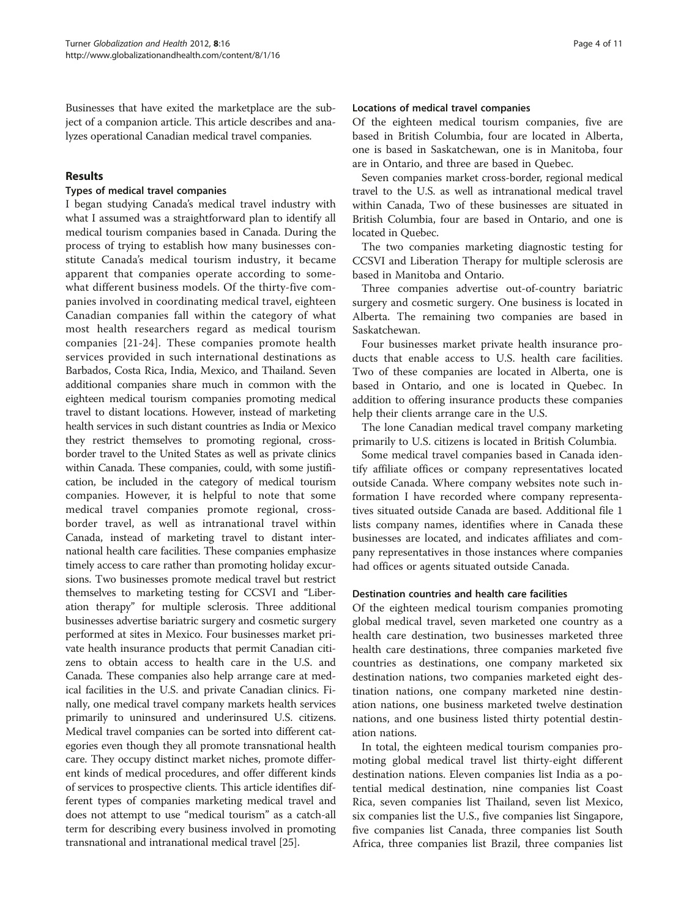Businesses that have exited the marketplace are the subject of a companion article. This article describes and analyzes operational Canadian medical travel companies.

## Results

### Types of medical travel companies

I began studying Canada's medical travel industry with what I assumed was a straightforward plan to identify all medical tourism companies based in Canada. During the process of trying to establish how many businesses constitute Canada's medical tourism industry, it became apparent that companies operate according to somewhat different business models. Of the thirty-five companies involved in coordinating medical travel, eighteen Canadian companies fall within the category of what most health researchers regard as medical tourism companies [21-24]. These companies promote health services provided in such international destinations as Barbados, Costa Rica, India, Mexico, and Thailand. Seven additional companies share much in common with the eighteen medical tourism companies promoting medical travel to distant locations. However, instead of marketing health services in such distant countries as India or Mexico they restrict themselves to promoting regional, cross-border travel to the United States as well as private clinics within Canada. These companies, could, with some justification, be included in the category of medical tourism companies. However, it is helpful to note that some medical travel companies promote regional, cross-border travel, as well as intranational travel within Canada, instead of marketing travel to distant international health care facilities. These companies emphasize timely access to care rather than promoting holiday excursions. Two businesses promote medical travel but restrict themselves to marketing testing for CCSVI and "Liberation therapy" for multiple sclerosis. Three additional businesses advertise bariatric surgery and cosmetic surgery performed at sites in Mexico. Four businesses market private health insurance products that permit Canadian citizens to obtain access to health care in the U.S. and Canada. These companies also help arrange care at medical facilities in the U.S. and private Canadian clinics. Finally, one medical travel company markets health services primarily to uninsured and underinsured U.S. citizens. Medical travel companies can be sorted into different categories even though they all promote transnational health care. They occupy distinct market niches, promote different kinds of medical procedures, and offer different kinds of services to prospective clients. This article identifies different types of companies marketing medical travel and does not attempt to use "medical tourism" as a catch-all term for describing every business involved in promoting transnational and intranational medical travel [25].

### Locations of medical travel companies

Of the eighteen medical tourism companies, five are based in British Columbia, four are located in Alberta, one is based in Saskatchewan, one is in Manitoba, four are in Ontario, and three are based in Quebec.

Seven companies market cross-border, regional medical travel to the U.S. as well as intranational medical travel within Canada, Two of these businesses are situated in British Columbia, four are based in Ontario, and one is located in Quebec.

The two companies marketing diagnostic testing for CCSVI and Liberation Therapy for multiple sclerosis are based in Manitoba and Ontario.

Three companies advertise out-of-country bariatric surgery and cosmetic surgery. One business is located in Alberta. The remaining two companies are based in Saskatchewan.

Four businesses market private health insurance products that enable access to U.S. health care facilities. Two of these companies are located in Alberta, one is based in Ontario, and one is located in Quebec. In addition to offering insurance products these companies help their clients arrange care in the U.S.

The lone Canadian medical travel company marketing primarily to U.S. citizens is located in British Columbia.

Some medical travel companies based in Canada identify affiliate offices or company representatives located outside Canada. Where company websites note such information I have recorded where company representatives situated outside Canada are based. Additional file 1 lists company names, identifies where in Canada these businesses are located, and indicates affiliates and company representatives in those instances where companies had offices or agents situated outside Canada.

### Destination countries and health care facilities

Of the eighteen medical tourism companies promoting global medical travel, seven marketed one country as a health care destination, two businesses marketed three health care destinations, three companies marketed five countries as destinations, one company marketed six destination nations, two companies marketed eight destination nations, one company marketed nine destination nations, one business marketed twelve destination nations, and one business listed thirty potential destination nations.

In total, the eighteen medical tourism companies promoting global medical travel list thirty-eight different destination nations. Eleven companies list India as a potential medical destination, nine companies list Coast Rica, seven companies list Thailand, seven list Mexico, six companies list the U.S., five companies list Singapore, five companies list Canada, three companies list South Africa, three companies list Brazil, three companies list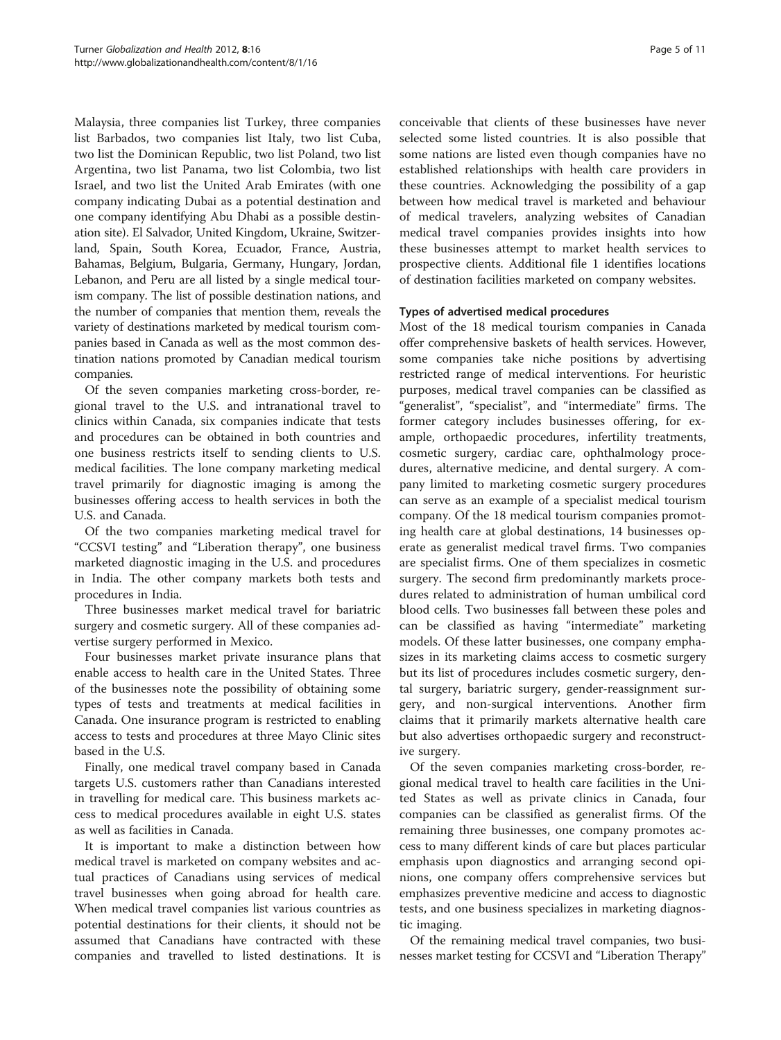Malaysia, three companies list Turkey, three companies list Barbados, two companies list Italy, two list Cuba, two list the Dominican Republic, two list Poland, two list Argentina, two list Panama, two list Colombia, two list Israel, and two list the United Arab Emirates (with one company indicating Dubai as a potential destination and one company identifying Abu Dhabi as a possible destination site). El Salvador, United Kingdom, Ukraine, Switzerland, Spain, South Korea, Ecuador, France, Austria, Bahamas, Belgium, Bulgaria, Germany, Hungary, Jordan, Lebanon, and Peru are all listed by a single medical tourism company. The list of possible destination nations, and the number of companies that mention them, reveals the variety of destinations marketed by medical tourism companies based in Canada as well as the most common destination nations promoted by Canadian medical tourism companies.

Of the seven companies marketing cross-border, regional travel to the U.S. and intranational travel to clinics within Canada, six companies indicate that tests and procedures can be obtained in both countries and one business restricts itself to sending clients to U.S. medical facilities. The lone company marketing medical travel primarily for diagnostic imaging is among the businesses offering access to health services in both the U.S. and Canada.

Of the two companies marketing medical travel for "CCSVI testing" and "Liberation therapy", one business marketed diagnostic imaging in the U.S. and procedures in India. The other company markets both tests and procedures in India.

Three businesses market medical travel for bariatric surgery and cosmetic surgery. All of these companies advertise surgery performed in Mexico.

Four businesses market private insurance plans that enable access to health care in the United States. Three of the businesses note the possibility of obtaining some types of tests and treatments at medical facilities in Canada. One insurance program is restricted to enabling access to tests and procedures at three Mayo Clinic sites based in the U.S.

Finally, one medical travel company based in Canada targets U.S. customers rather than Canadians interested in travelling for medical care. This business markets access to medical procedures available in eight U.S. states as well as facilities in Canada.

It is important to make a distinction between how medical travel is marketed on company websites and actual practices of Canadians using services of medical travel businesses when going abroad for health care. When medical travel companies list various countries as potential destinations for their clients, it should not be assumed that Canadians have contracted with these companies and travelled to listed destinations. It is conceivable that clients of these businesses have never selected some listed countries. It is also possible that some nations are listed even though companies have no established relationships with health care providers in these countries. Acknowledging the possibility of a gap between how medical travel is marketed and behaviour of medical travelers, analyzing websites of Canadian medical travel companies provides insights into how these businesses attempt to market health services to prospective clients. Additional file 1 identifies locations of destination facilities marketed on company websites.

### Types of advertised medical procedures

Most of the 18 medical tourism companies in Canada offer comprehensive baskets of health services. However, some companies take niche positions by advertising restricted range of medical interventions. For heuristic purposes, medical travel companies can be classified as "generalist", "specialist", and "intermediate" firms. The former category includes businesses offering, for example, orthopaedic procedures, infertility treatments, cosmetic surgery, cardiac care, ophthalmology procedures, alternative medicine, and dental surgery. A company limited to marketing cosmetic surgery procedures can serve as an example of a specialist medical tourism company. Of the 18 medical tourism companies promoting health care at global destinations, 14 businesses operate as generalist medical travel firms. Two companies are specialist firms. One of them specializes in cosmetic surgery. The second firm predominantly markets procedures related to administration of human umbilical cord blood cells. Two businesses fall between these poles and can be classified as having "intermediate" marketing models. Of these latter businesses, one company emphasizes in its marketing claims access to cosmetic surgery but its list of procedures includes cosmetic surgery, dental surgery, bariatric surgery, gender-reassignment surgery, and non-surgical interventions. Another firm claims that it primarily markets alternative health care but also advertises orthopaedic surgery and reconstructive surgery.

Of the seven companies marketing cross-border, regional medical travel to health care facilities in the United States as well as private clinics in Canada, four companies can be classified as generalist firms. Of the remaining three businesses, one company promotes access to many different kinds of care but places particular emphasis upon diagnostics and arranging second opinions, one company offers comprehensive services but emphasizes preventive medicine and access to diagnostic tests, and one business specializes in marketing diagnostic imaging.

Of the remaining medical travel companies, two businesses market testing for CCSVI and "Liberation Therapy"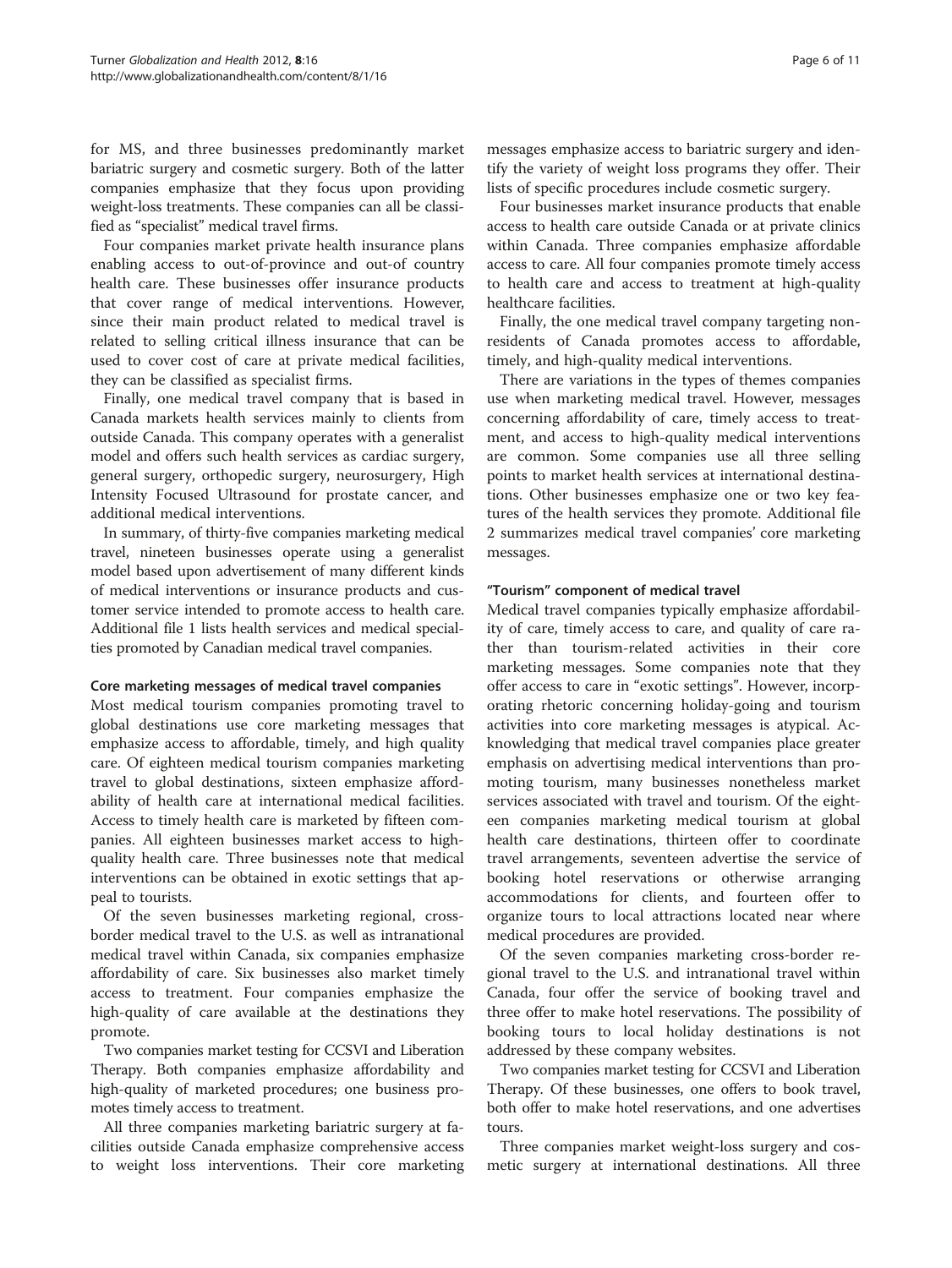for MS, and three businesses predominantly market bariatric surgery and cosmetic surgery. Both of the latter companies emphasize that they focus upon providing weight-loss treatments. These companies can all be classified as "specialist" medical travel firms.

Four companies market private health insurance plans enabling access to out-of-province and out-of country health care. These businesses offer insurance products that cover range of medical interventions. However, since their main product related to medical travel is related to selling critical illness insurance that can be used to cover cost of care at private medical facilities, they can be classified as specialist firms.

Finally, one medical travel company that is based in Canada markets health services mainly to clients from outside Canada. This company operates with a generalist model and offers such health services as cardiac surgery, general surgery, orthopedic surgery, neurosurgery, High Intensity Focused Ultrasound for prostate cancer, and additional medical interventions.

In summary, of thirty-five companies marketing medical travel, nineteen businesses operate using a generalist model based upon advertisement of many different kinds of medical interventions or insurance products and customer service intended to promote access to health care. Additional file 1 lists health services and medical specialties promoted by Canadian medical travel companies.

#### Core marketing messages of medical travel companies

Most medical tourism companies promoting travel to global destinations use core marketing messages that emphasize access to affordable, timely, and high quality care. Of eighteen medical tourism companies marketing travel to global destinations, sixteen emphasize affordability of health care at international medical facilities. Access to timely health care is marketed by fifteen companies. All eighteen businesses market access to high-quality health care. Three businesses note that medical interventions can be obtained in exotic settings that appeal to tourists.

Of the seven businesses marketing regional, cross-border medical travel to the U.S. as well as intranational medical travel within Canada, six companies emphasize affordability of care. Six businesses also market timely access to treatment. Four companies emphasize the high-quality of care available at the destinations they promote.

Two companies market testing for CCSVI and Liberation Therapy. Both companies emphasize affordability and high-quality of marketed procedures; one business promotes timely access to treatment.

All three companies marketing bariatric surgery at facilities outside Canada emphasize comprehensive access to weight loss interventions. Their core marketing messages emphasize access to bariatric surgery and identify the variety of weight loss programs they offer. Their lists of specific procedures include cosmetic surgery.

Four businesses market insurance products that enable access to health care outside Canada or at private clinics within Canada. Three companies emphasize affordable access to care. All four companies promote timely access to health care and access to treatment at high-quality healthcare facilities.

Finally, the one medical travel company targeting non-residents of Canada promotes access to affordable, timely, and high-quality medical interventions.

There are variations in the types of themes companies use when marketing medical travel. However, messages concerning affordability of care, timely access to treatment, and access to high-quality medical interventions are common. Some companies use all three selling points to market health services at international destinations. Other businesses emphasize one or two key features of the health services they promote. Additional file 2 summarizes medical travel companies' core marketing messages.

#### "Tourism" component of medical travel

Medical travel companies typically emphasize affordability of care, timely access to care, and quality of care rather than tourism-related activities in their core marketing messages. Some companies note that they offer access to care in "exotic settings". However, incorporating rhetoric concerning holiday-going and tourism activities into core marketing messages is atypical. Acknowledging that medical travel companies place greater emphasis on advertising medical interventions than promoting tourism, many businesses nonetheless market services associated with travel and tourism. Of the eighteen companies marketing medical tourism at global health care destinations, thirteen offer to coordinate travel arrangements, seventeen advertise the service of booking hotel reservations or otherwise arranging accommodations for clients, and fourteen offer to organize tours to local attractions located near where medical procedures are provided.

Of the seven companies marketing cross-border regional travel to the U.S. and intranational travel within Canada, four offer the service of booking travel and three offer to make hotel reservations. The possibility of booking tours to local holiday destinations is not addressed by these company websites.

Two companies market testing for CCSVI and Liberation Therapy. Of these businesses, one offers to book travel, both offer to make hotel reservations, and one advertises tours.

Three companies market weight-loss surgery and cosmetic surgery at international destinations. All three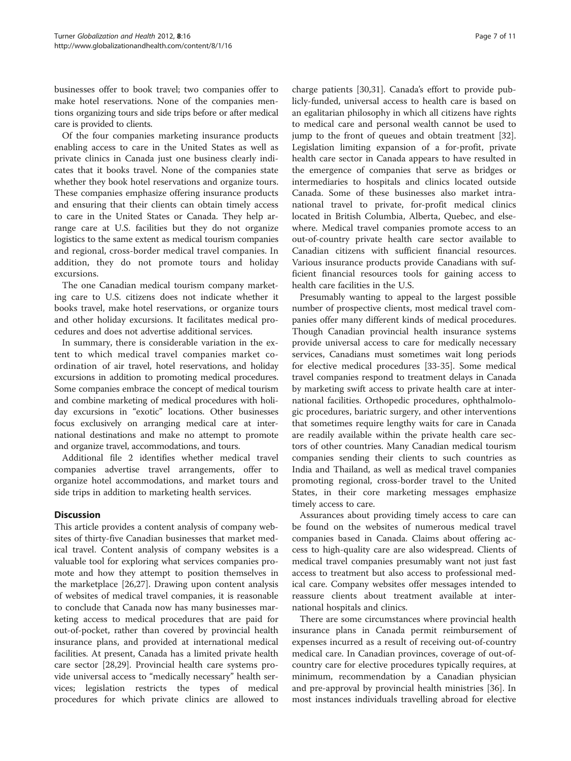businesses offer to book travel; two companies offer to make hotel reservations. None of the companies mentions organizing tours and side trips before or after medical care is provided to clients.

Of the four companies marketing insurance products enabling access to care in the United States as well as private clinics in Canada just one business clearly indicates that it books travel. None of the companies state whether they book hotel reservations and organize tours. These companies emphasize offering insurance products and ensuring that their clients can obtain timely access to care in the United States or Canada. They help arrange care at U.S. facilities but they do not organize logistics to the same extent as medical tourism companies and regional, cross-border medical travel companies. In addition, they do not promote tours and holiday excursions.

The one Canadian medical tourism company marketing care to U.S. citizens does not indicate whether it books travel, make hotel reservations, or organize tours and other holiday excursions. It facilitates medical procedures and does not advertise additional services.

In summary, there is considerable variation in the extent to which medical travel companies market coordination of air travel, hotel reservations, and holiday excursions in addition to promoting medical procedures. Some companies embrace the concept of medical tourism and combine marketing of medical procedures with holiday excursions in "exotic" locations. Other businesses focus exclusively on arranging medical care at international destinations and make no attempt to promote and organize travel, accommodations, and tours.

Additional file 2 identifies whether medical travel companies advertise travel arrangements, offer to organize hotel accommodations, and market tours and side trips in addition to marketing health services.

## Discussion

This article provides a content analysis of company websites of thirty-five Canadian businesses that market medical travel. Content analysis of company websites is a valuable tool for exploring what services companies promote and how they attempt to position themselves in the marketplace [26,27]. Drawing upon content analysis of websites of medical travel companies, it is reasonable to conclude that Canada now has many businesses marketing access to medical procedures that are paid for out-of-pocket, rather than covered by provincial health insurance plans, and provided at international medical facilities. At present, Canada has a limited private health care sector [28,29]. Provincial health care systems provide universal access to "medically necessary" health services; legislation restricts the types of medical procedures for which private clinics are allowed to charge patients [30,31]. Canada's effort to provide publicly-funded, universal access to health care is based on an egalitarian philosophy in which all citizens have rights to medical care and personal wealth cannot be used to jump to the front of queues and obtain treatment [32]. Legislation limiting expansion of a for-profit, private health care sector in Canada appears to have resulted in the emergence of companies that serve as bridges or intermediaries to hospitals and clinics located outside Canada. Some of these businesses also market intranational travel to private, for-profit medical clinics located in British Columbia, Alberta, Quebec, and elsewhere. Medical travel companies promote access to an out-of-country private health care sector available to Canadian citizens with sufficient financial resources. Various insurance products provide Canadians with sufficient financial resources tools for gaining access to health care facilities in the U.S.

Presumably wanting to appeal to the largest possible number of prospective clients, most medical travel companies offer many different kinds of medical procedures. Though Canadian provincial health insurance systems provide universal access to care for medically necessary services, Canadians must sometimes wait long periods for elective medical procedures [33-35]. Some medical travel companies respond to treatment delays in Canada by marketing swift access to private health care at international facilities. Orthopedic procedures, ophthalmologic procedures, bariatric surgery, and other interventions that sometimes require lengthy waits for care in Canada are readily available within the private health care sectors of other countries. Many Canadian medical tourism companies sending their clients to such countries as India and Thailand, as well as medical travel companies promoting regional, cross-border travel to the United States, in their core marketing messages emphasize timely access to care.

Assurances about providing timely access to care can be found on the websites of numerous medical travel companies based in Canada. Claims about offering access to high-quality care are also widespread. Clients of medical travel companies presumably want not just fast access to treatment but also access to professional medical care. Company websites offer messages intended to reassure clients about treatment available at international hospitals and clinics.

There are some circumstances where provincial health insurance plans in Canada permit reimbursement of expenses incurred as a result of receiving out-of-country medical care. In Canadian provinces, coverage of out-of-country care for elective procedures typically requires, at minimum, recommendation by a Canadian physician and pre-approval by provincial health ministries [36]. In most instances individuals travelling abroad for elective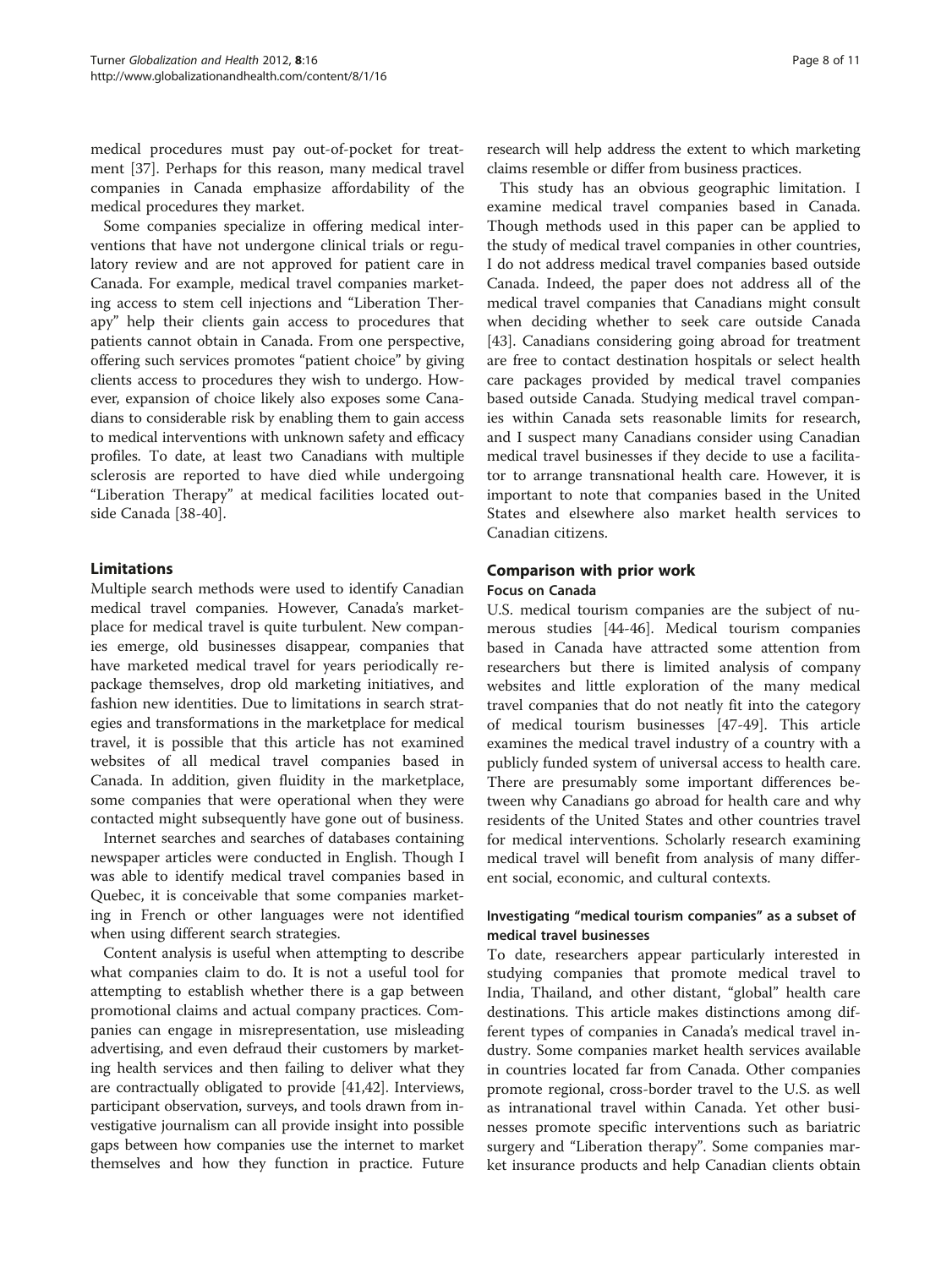medical procedures must pay out-of-pocket for treatment [37]. Perhaps for this reason, many medical travel companies in Canada emphasize affordability of the medical procedures they market.

Some companies specialize in offering medical interventions that have not undergone clinical trials or regulatory review and are not approved for patient care in Canada. For example, medical travel companies marketing access to stem cell injections and "Liberation Therapy" help their clients gain access to procedures that patients cannot obtain in Canada. From one perspective, offering such services promotes "patient choice" by giving clients access to procedures they wish to undergo. However, expansion of choice likely also exposes some Canadians to considerable risk by enabling them to gain access to medical interventions with unknown safety and efficacy profiles. To date, at least two Canadians with multiple sclerosis are reported to have died while undergoing "Liberation Therapy" at medical facilities located outside Canada [38-40].

## Limitations

Multiple search methods were used to identify Canadian medical travel companies. However, Canada's marketplace for medical travel is quite turbulent. New companies emerge, old businesses disappear, companies that have marketed medical travel for years periodically repackage themselves, drop old marketing initiatives, and fashion new identities. Due to limitations in search strategies and transformations in the marketplace for medical travel, it is possible that this article has not examined websites of all medical travel companies based in Canada. In addition, given fluidity in the marketplace, some companies that were operational when they were contacted might subsequently have gone out of business.

Internet searches and searches of databases containing newspaper articles were conducted in English. Though I was able to identify medical travel companies based in Quebec, it is conceivable that some companies marketing in French or other languages were not identified when using different search strategies.

Content analysis is useful when attempting to describe what companies claim to do. It is not a useful tool for attempting to establish whether there is a gap between promotional claims and actual company practices. Companies can engage in misrepresentation, use misleading advertising, and even defraud their customers by marketing health services and then failing to deliver what they are contractually obligated to provide [41,42]. Interviews, participant observation, surveys, and tools drawn from investigative journalism can all provide insight into possible gaps between how companies use the internet to market themselves and how they function in practice. Future research will help address the extent to which marketing claims resemble or differ from business practices.

This study has an obvious geographic limitation. I examine medical travel companies based in Canada. Though methods used in this paper can be applied to the study of medical travel companies in other countries, I do not address medical travel companies based outside Canada. Indeed, the paper does not address all of the medical travel companies that Canadians might consult when deciding whether to seek care outside Canada [43]. Canadians considering going abroad for treatment are free to contact destination hospitals or select health care packages provided by medical travel companies based outside Canada. Studying medical travel companies within Canada sets reasonable limits for research, and I suspect many Canadians consider using Canadian medical travel businesses if they decide to use a facilitator to arrange transnational health care. However, it is important to note that companies based in the United States and elsewhere also market health services to Canadian citizens.

## Comparison with prior work

### Focus on Canada

U.S. medical tourism companies are the subject of numerous studies [44-46]. Medical tourism companies based in Canada have attracted some attention from researchers but there is limited analysis of company websites and little exploration of the many medical travel companies that do not neatly fit into the category of medical tourism businesses [47-49]. This article examines the medical travel industry of a country with a publicly funded system of universal access to health care. There are presumably some important differences between why Canadians go abroad for health care and why residents of the United States and other countries travel for medical interventions. Scholarly research examining medical travel will benefit from analysis of many different social, economic, and cultural contexts.

### Investigating "medical tourism companies" as a subset of medical travel businesses

To date, researchers appear particularly interested in studying companies that promote medical travel to India, Thailand, and other distant, "global" health care destinations. This article makes distinctions among different types of companies in Canada's medical travel industry. Some companies market health services available in countries located far from Canada. Other companies promote regional, cross-border travel to the U.S. as well as intranational travel within Canada. Yet other businesses promote specific interventions such as bariatric surgery and "Liberation therapy". Some companies market insurance products and help Canadian clients obtain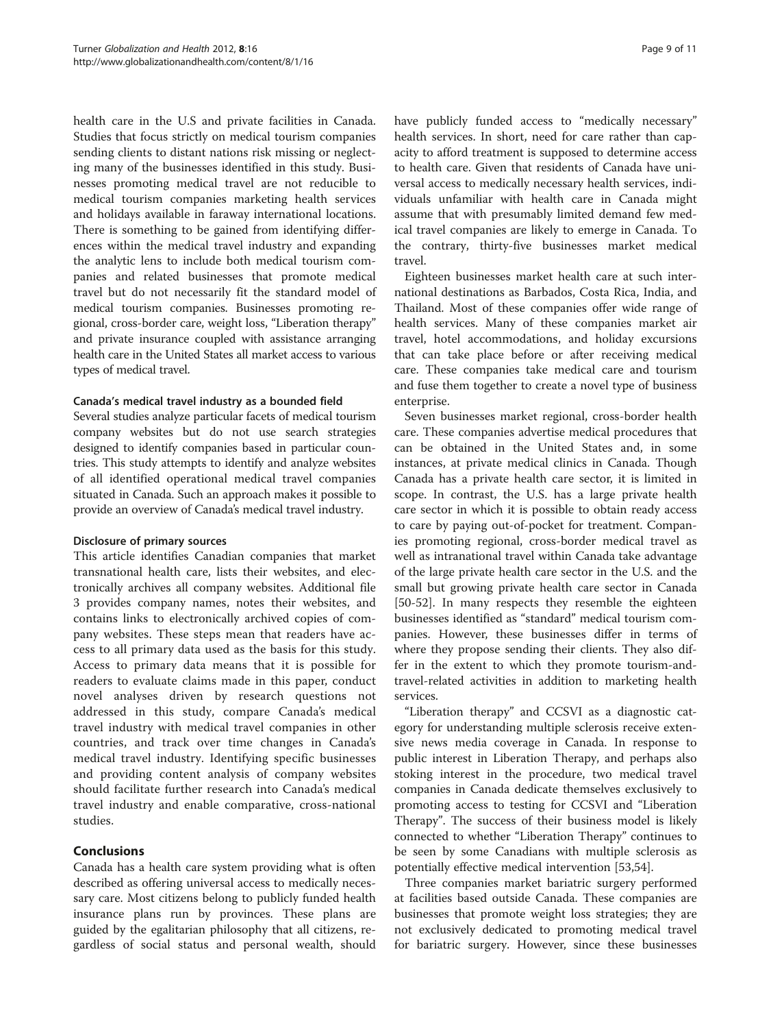health care in the U.S and private facilities in Canada. Studies that focus strictly on medical tourism companies sending clients to distant nations risk missing or neglecting many of the businesses identified in this study. Businesses promoting medical travel are not reducible to medical tourism companies marketing health services and holidays available in faraway international locations. There is something to be gained from identifying differences within the medical travel industry and expanding the analytic lens to include both medical tourism companies and related businesses that promote medical travel but do not necessarily fit the standard model of medical tourism companies. Businesses promoting regional, cross-border care, weight loss, "Liberation therapy" and private insurance coupled with assistance arranging health care in the United States all market access to various types of medical travel.

#### Canada's medical travel industry as a bounded field

Several studies analyze particular facets of medical tourism company websites but do not use search strategies designed to identify companies based in particular countries. This study attempts to identify and analyze websites of all identified operational medical travel companies situated in Canada. Such an approach makes it possible to provide an overview of Canada's medical travel industry.

#### Disclosure of primary sources

This article identifies Canadian companies that market transnational health care, lists their websites, and electronically archives all company websites. Additional file 3 provides company names, notes their websites, and contains links to electronically archived copies of company websites. These steps mean that readers have access to all primary data used as the basis for this study. Access to primary data means that it is possible for readers to evaluate claims made in this paper, conduct novel analyses driven by research questions not addressed in this study, compare Canada's medical travel industry with medical travel companies in other countries, and track over time changes in Canada's medical travel industry. Identifying specific businesses and providing content analysis of company websites should facilitate further research into Canada's medical travel industry and enable comparative, cross-national studies.

## Conclusions

Canada has a health care system providing what is often described as offering universal access to medically necessary care. Most citizens belong to publicly funded health insurance plans run by provinces. These plans are guided by the egalitarian philosophy that all citizens, regardless of social status and personal wealth, should have publicly funded access to "medically necessary" health services. In short, need for care rather than capacity to afford treatment is supposed to determine access to health care. Given that residents of Canada have universal access to medically necessary health services, individuals unfamiliar with health care in Canada might assume that with presumably limited demand few medical travel companies are likely to emerge in Canada. To the contrary, thirty-five businesses market medical travel.

Eighteen businesses market health care at such international destinations as Barbados, Costa Rica, India, and Thailand. Most of these companies offer wide range of health services. Many of these companies market air travel, hotel accommodations, and holiday excursions that can take place before or after receiving medical care. These companies take medical care and tourism and fuse them together to create a novel type of business enterprise.

Seven businesses market regional, cross-border health care. These companies advertise medical procedures that can be obtained in the United States and, in some instances, at private medical clinics in Canada. Though Canada has a private health care sector, it is limited in scope. In contrast, the U.S. has a large private health care sector in which it is possible to obtain ready access to care by paying out-of-pocket for treatment. Companies promoting regional, cross-border medical travel as well as intranational travel within Canada take advantage of the large private health care sector in the U.S. and the small but growing private health care sector in Canada [50-52]. In many respects they resemble the eighteen businesses identified as "standard" medical tourism companies. However, these businesses differ in terms of where they propose sending their clients. They also differ in the extent to which they promote tourism-and-travel-related activities in addition to marketing health services.

"Liberation therapy" and CCSVI as a diagnostic category for understanding multiple sclerosis receive extensive news media coverage in Canada. In response to public interest in Liberation Therapy, and perhaps also stoking interest in the procedure, two medical travel companies in Canada dedicate themselves exclusively to promoting access to testing for CCSVI and "Liberation Therapy". The success of their business model is likely connected to whether "Liberation Therapy" continues to be seen by some Canadians with multiple sclerosis as potentially effective medical intervention [53,54].

Three companies market bariatric surgery performed at facilities based outside Canada. These companies are businesses that promote weight loss strategies; they are not exclusively dedicated to promoting medical travel for bariatric surgery. However, since these businesses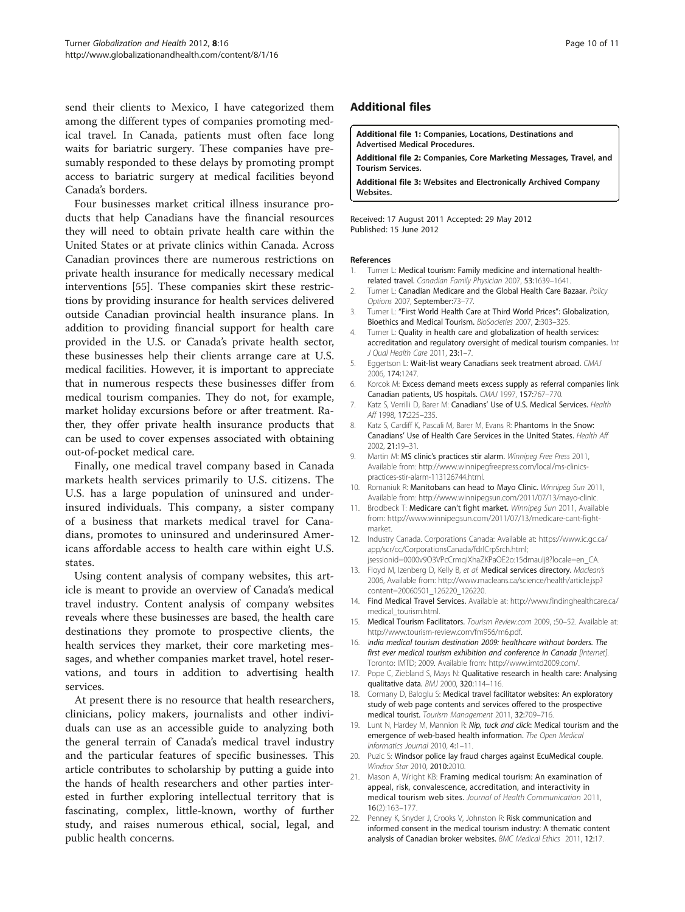send their clients to Mexico, I have categorized them among the different types of companies promoting medical travel. In Canada, patients must often face long waits for bariatric surgery. These companies have presumably responded to these delays by promoting prompt access to bariatric surgery at medical facilities beyond Canada's borders.

Four businesses market critical illness insurance products that help Canadians have the financial resources they will need to obtain private health care within the United States or at private clinics within Canada. Across Canadian provinces there are numerous restrictions on private health insurance for medically necessary medical interventions [55]. These companies skirt these restrictions by providing insurance for health services delivered outside Canadian provincial health insurance plans. In addition to providing financial support for health care provided in the U.S. or Canada's private health sector, these businesses help their clients arrange care at U.S. medical facilities. However, it is important to appreciate that in numerous respects these businesses differ from medical tourism companies. They do not, for example, market holiday excursions before or after treatment. Rather, they offer private health insurance products that can be used to cover expenses associated with obtaining out-of-pocket medical care.

Finally, one medical travel company based in Canada markets health services primarily to U.S. citizens. The U.S. has a large population of uninsured and underinsured individuals. This company, a sister company of a business that markets medical travel for Canadians, promotes to uninsured and underinsured Americans affordable access to health care within eight U.S. states.

Using content analysis of company websites, this article is meant to provide an overview of Canada's medical travel industry. Content analysis of company websites reveals where these businesses are based, the health care destinations they promote to prospective clients, the health services they market, their core marketing messages, and whether companies market travel, hotel reservations, and tours in addition to advertising health services.

At present there is no resource that health researchers, clinicians, policy makers, journalists and other individuals can use as an accessible guide to analyzing both the general terrain of Canada's medical travel industry and the particular features of specific businesses. This article contributes to scholarship by putting a guide into the hands of health researchers and other parties interested in further exploring intellectual territory that is fascinating, complex, little-known, worthy of further study, and raises numerous ethical, social, legal, and public health concerns.

## Additional files

**Additional file 1: Companies, Locations, Destinations and Advertised Medical Procedures.**

**Additional file 2: Companies, Core Marketing Messages, Travel, and Tourism Services.**

**Additional file 3: Websites and Electronically Archived Company Websites.**

Received: 17 August 2011 Accepted: 29 May 2012
Published: 15 June 2012

## References

1. Turner L: **Medical tourism: Family medicine and international health-related travel.** *Canadian Family Physician* 2007, **53:**1639–1641.
2. Turner L: **Canadian Medicare and the Global Health Care Bazaar.** *Policy Options* 2007, **September:**73–77.
3. Turner L: **"First World Health Care at Third World Prices": Globalization, Bioethics and Medical Tourism.** *BioSocieties* 2007, **2:**303–325.
4. Turner L: **Quality in health care and globalization of health services: accreditation and regulatory oversight of medical tourism companies.** *Int J Qual Health Care* 2011, **23:**1–7.
5. Eggertson L: **Wait-list weary Canadians seek treatment abroad.** *CMAJ* 2006, **174:**1247.
6. Korcok M: **Excess demand meets excess supply as referral companies link Canadian patients, US hospitals.** *CMAJ* 1997, **157:**767–770.
7. Katz S, Verrilli D, Barer M: **Canadians' Use of U.S. Medical Services.** *Health Aff* 1998, **17:**225–235.
8. Katz S, Cardiff K, Pascali M, Barer M, Evans R: **Phantoms In the Snow: Canadians' Use of Health Care Services in the United States.** *Health Aff* 2002, **21:**19–31.
9. Martin M: **MS clinic's practices stir alarm.** *Winnipeg Free Press* 2011, Available from: http://www.winnipegfreepress.com/local/ms-clinics-practices-stir-alarm-113126744.html.
10. Romaniuk R: **Manitobans can head to Mayo Clinic.** *Winnipeg Sun* 2011, Available from: http://www.winnipegsun.com/2011/07/13/mayo-clinic.
11. Brodbeck T: **Medicare can't fight market.** *Winnipeg Sun* 2011, Available from: http://www.winnipegsun.com/2011/07/13/medicare-cant-fight-market.
12. Industry Canada. Corporations Canada: Available at: https://www.ic.gc.ca/app/scr/cc/CorporationsCanada/fdrlCrpSrch.html;jsessionid=0000v9O3VPcCrmqiXhaZKPaOE2o:15dmaulj8?locale=en_CA.
13. Floyd M, Izenberg D, Kelly B, *et al*: **Medical services directory.** *Maclean's* 2006, Available from: http://www.macleans.ca/science/health/article.jsp?content=20060501_126220_126220.
14. **Find Medical Travel Services.** Available at: http://www.findinghealthcare.ca/medical_tourism.html.
15. **Medical Tourism Facilitators.** *Tourism Review.com* 2009, **:**50–52. Available at: http://www.tourism-review.com/fm956/m6.pdf.
16. *India medical tourism destination 2009: healthcare without borders. The first ever medical tourism exhibition and conference in Canada [Internet].* Toronto: IMTD; 2009. Available from: http://www.imtd2009.com/.
17. Pope C, Ziebland S, Mays N: **Qualitative research in health care: Analysing qualitative data.** *BMJ* 2000, **320:**114–116.
18. Cormany D, Baloglu S: **Medical travel facilitator websites: An exploratory study of web page contents and services offered to the prospective medical tourist.** *Tourism Management* 2011, **32:**709–716.
19. Lunt N, Hardey M, Mannion R: **Nip, tuck and click: Medical tourism and the emergence of web-based health information.** *The Open Medical Informatics Journal* 2010, **4:**1–11.
20. Puzic S: **Windsor police lay fraud charges against EcuMedical couple.** *Windsor Star* 2010, **2010:**2010.
21. Mason A, Wright KB: **Framing medical tourism: An examination of appeal, risk, convalescence, accreditation, and interactivity in medical tourism web sites.** *Journal of Health Communication* 2011, **16**(2):163–177.
22. Penney K, Snyder J, Crooks V, Johnston R: **Risk communication and informed consent in the medical tourism industry: A thematic content analysis of Canadian broker websites.** *BMC Medical Ethics* 2011, **12:**17.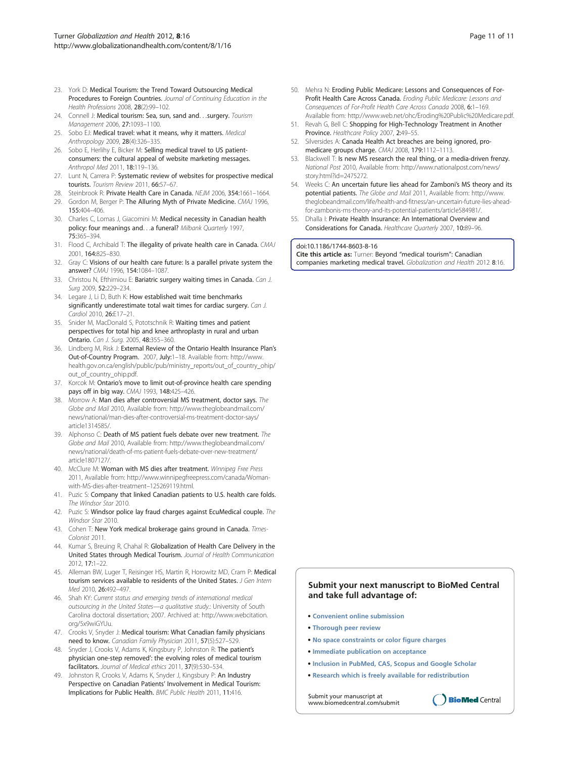23. York D: Medical Tourism: the Trend Toward Outsourcing Medical Procedures to Foreign Countries. *Journal of Continuing Education in the Health Professions* 2008, **28**(2):99–102.
24. Connell J: Medical tourism: Sea, sun, sand and. . .surgery. *Tourism Management* 2006, **27**:1093–1100.
25. Sobo EJ: Medical travel: what it means, why it matters. *Medical Anthropology* 2009, **28**(4):326–335.
26. Sobo E, Herlihy E, Bicker M: Selling medical travel to US patient-consumers: the cultural appeal of website marketing messages. *Anthropol Med* 2011, **18**:119–136.
27. Lunt N, Carrera P: Systematic review of websites for prospective medical tourists. *Tourism Review* 2011, **66**:57–67.
28. Steinbrook R: Private Health Care in Canada. *NEJM* 2006, **354**:1661–1664.
29. Gordon M, Berger P: The Alluring Myth of Private Medicine. *CMAJ* 1996, **155**:404–406.
30. Charles C, Lomas J, Giacomini M: Medical necessity in Canadian health policy: four meanings and. . .a funeral? *Milbank Quarterly* 1997, **75**:365–394.
31. Flood C, Archibald T: The illegality of private health care in Canada. *CMAJ* 2001, **164**:825–830.
32. Gray C: Visions of our health care future: Is a parallel private system the answer? *CMAJ* 1996, **154**:1084–1087.
33. Christou N, Efthimiou E: Bariatric surgery waiting times in Canada. *Can J. Surg* 2009, **52**:229–234.
34. Legare J, Li D, Buth K: How established wait time benchmarks significantly underestimate total wait times for cardiac surgery. *Can J. Cardiol* 2010, **26**:E17–21.
35. Snider M, MacDonald S, Pototschnik R: Waiting times and patient perspectives for total hip and knee arthroplasty in rural and urban Ontario. *Can J. Surg.* 2005, **48**:355–360.
36. Lindberg M, Risk J: External Review of the Ontario Health Insurance Plan's Out-of-Country Program. 2007, **July**:1–18. Available from: http://www.health.gov.on.ca/english/public/pub/ministry_reports/out_of_country_ohip/out_of_country_ohip.pdf.
37. Korcok M: Ontario's move to limit out-of-province health care spending pays off in big way. *CMAJ* 1993, **148**:425–426.
38. Morrow A: Man dies after controversial MS treatment, doctor says. *The Globe and Mail* 2010, Available from: http://www.theglobeandmail.com/news/national/man-dies-after-controversial-ms-treatment-doctor-says/article1314585/.
39. Alphonso C: Death of MS patient fuels debate over new treatment. *The Globe and Mail* 2010, Available from: http://www.theglobeandmail.com/news/national/death-of-ms-patient-fuels-debate-over-new-treatment/article1807127/.
40. McClure M: Woman with MS dies after treatment. *Winnipeg Free Press* 2011, Available from: http://www.winnipegfreepress.com/canada/Woman-with-MS-dies-after-treatment–125269119.html.
41. Puzic S: Company that linked Canadian patients to U.S. health care folds. *The Windsor Star* 2010.
42. Puzic S: Windsor police lay fraud charges against EcuMedical couple. *The Windsor Star* 2010.
43. Cohen T: New York medical brokerage gains ground in Canada. *Times-Colonist* 2011.
44. Kumar S, Breuing R, Chahal R: Globalization of Health Care Delivery in the United States through Medical Tourism. *Journal of Health Communication* 2012, **17**:1–22.
45. Alleman BW, Luger T, Reisinger HS, Martin R, Horowitz MD, Cram P: Medical tourism services available to residents of the United States. *J Gen Intern Med* 2010, **26**:492–497.
46. Shah KY: *Current status and emerging trends of international medical outsourcing in the United States—a qualitative study.*: University of South Carolina doctoral dissertation; 2007. Archived at: http://www.webcitation.org/5x9wiGYUu.
47. Crooks V, Snyder J: Medical tourism: What Canadian family physicians need to know. *Canadian Family Physician* 2011, **57**(5):527–529.
48. Snyder J, Crooks V, Adams K, Kingsbury P, Johnston R: The patient's physician one-step removed': the evolving roles of medical tourism facilitators. *Journal of Medical ethics* 2011, **37**(9):530–534.
49. Johnston R, Crooks V, Adams K, Snyder J, Kingsbury P: An Industry Perspective on Canadian Patients' Involvement in Medical Tourism: Implications for Public Health. *BMC Public Health* 2011, **11**:416.
50. Mehra N: Eroding Public Medicare: Lessons and Consequences of For-Profit Health Care Across Canada. *Eroding Public Medicare: Lessons and Consequences of For-Profit Health Care Across Canada* 2008, **6**:1–169. Available from: http://www.web.net/ohc/Eroding%20Public%20Medicare.pdf.
51. Revah G, Bell C: Shopping for High-Technology Treatment in Another Province. *Healthcare Policy* 2007, **2**:49–55.
52. Silversides A: Canada Health Act breaches are being ignored, pro-medicare groups charge. *CMAJ* 2008, **179**:1112–1113.
53. Blackwell T: Is new MS research the real thing, or a media-driven frenzy. *National Post* 2010, Available from: http://www.nationalpost.com/news/story.html?id=2475272.
54. Weeks C: An uncertain future lies ahead for Zamboni's MS theory and its potential patients. *The Globe and Mail* 2011, Available from: http://www.theglobeandmail.com/life/health-and-fitness/an-uncertain-future-lies-ahead-for-zambonis-ms-theory-and-its-potential-patients/article584981/.
55. Dhalla I: Private Health Insurance: An International Overview and Considerations for Canada. *Healthcare Quarterly* 2007, **10**:89–96.

doi:10.1186/1744-8603-8-16
**Cite this article as:** Turner: Beyond "medical tourism": Canadian companies marketing medical travel. *Globalization and Health* 2012 **8**:16.

**Submit your next manuscript to BioMed Central and take full advantage of:**

- **Convenient online submission**
- **Thorough peer review**
- **No space constraints or color figure charges**
- **Immediate publication on acceptance**
- **Inclusion in PubMed, CAS, Scopus and Google Scholar**
- **Research which is freely available for redistribution**

Submit your manuscript at
www.biomedcentral.com/submit

BioMed Central